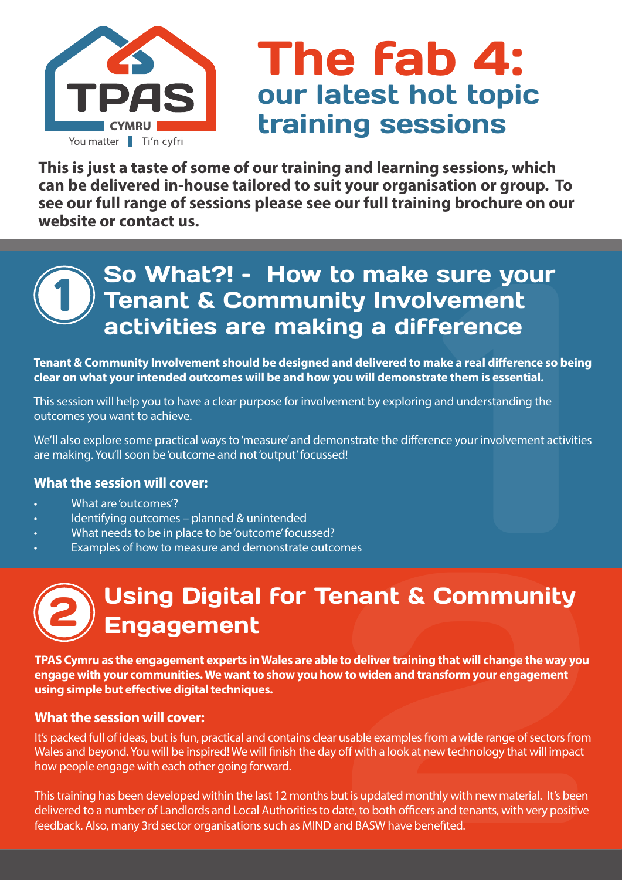TPAS CYMRU

You matter | Ti'n cyfri

# The fab 4: our latest hot topic training sessions

**This is just a taste of some of our training and learning sessions, which can be delivered in-house tailored to suit your organisation or group. To see our full range of sessions please see our full training brochure on our website or contact us.**

## 1 So What?! - How to make sure your Tenant & Community Involvement activities are making a difference

**Tenant & Community Involvement should be designed and delivered to make a real difference so being clear on what your intended outcomes will be and how you will demonstrate them is essential.**

This session will help you to have a clear purpose for involvement by exploring and understanding the outcomes you want to achieve.

We'll also explore some practical ways to 'measure' and demonstrate the difference your involvement activities are making. You'll soon be 'outcome and not 'output' focussed!

### What the session will cover:

- What are 'outcomes'?
- Identifying outcomes – planned & unintended
- What needs to be in place to be 'outcome' focussed?
- Examples of how to measure and demonstrate outcomes

## 2 Using Digital for Tenant & Community Engagement

**TPAS Cymru as the engagement experts in Wales are able to deliver training that will change the way you engage with your communities. We want to show you how to widen and transform your engagement using simple but effective digital techniques.**

### What the session will cover:

It's packed full of ideas, but is fun, practical and contains clear usable examples from a wide range of sectors from Wales and beyond. You will be inspired! We will finish the day off with a look at new technology that will impact how people engage with each other going forward.

This training has been developed within the last 12 months but is updated monthly with new material. It's been delivered to a number of Landlords and Local Authorities to date, to both officers and tenants, with very positive feedback. Also, many 3rd sector organisations such as MIND and BASW have benefited.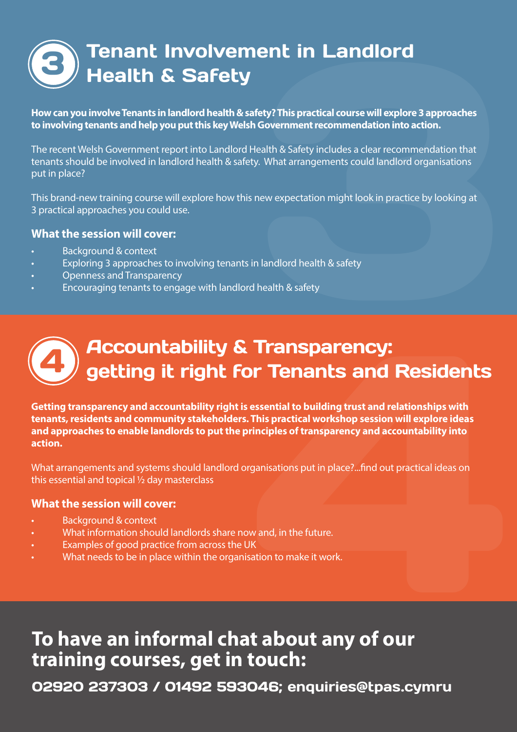# 3 Tenant Involvement in Landlord Health & Safety

**How can you involve Tenants in landlord health & safety? This practical course will explore 3 approaches to involving tenants and help you put this key Welsh Government recommendation into action.**

The recent Welsh Government report into Landlord Health & Safety includes a clear recommendation that tenants should be involved in landlord health & safety. What arrangements could landlord organisations put in place?

This brand-new training course will explore how this new expectation might look in practice by looking at 3 practical approaches you could use.

### What the session will cover:

- Background & context
- Exploring 3 approaches to involving tenants in landlord health & safety
- Openness and Transparency
- Encouraging tenants to engage with landlord health & safety

# 4 Accountability & Transparency: getting it right for Tenants and Residents

**Getting transparency and accountability right is essential to building trust and relationships with tenants, residents and community stakeholders. This practical workshop session will explore ideas and approaches to enable landlords to put the principles of transparency and accountability into action.**

What arrangements and systems should landlord organisations put in place?...find out practical ideas on this essential and topical ½ day masterclass

### What the session will cover:

- Background & context
- What information should landlords share now and, in the future.
- Examples of good practice from across the UK
- What needs to be in place within the organisation to make it work.

## To have an informal chat about any of our training courses, get in touch:

**02920 237303 / 01492 593046; enquiries@tpas.cymru**